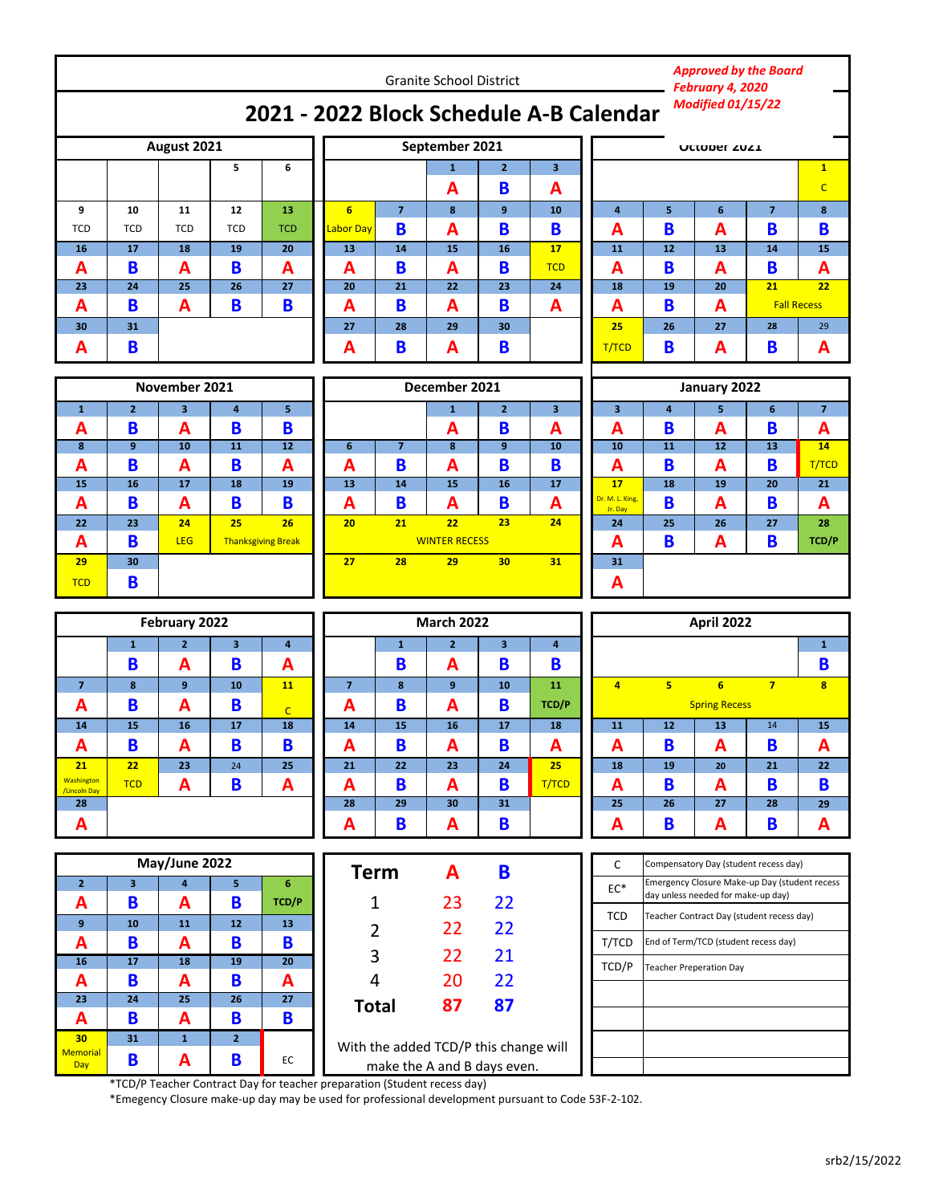Granite School District

# 2021 - 2022 Block Schedule A-B Calendar

*Approved by the Board February 4, 2020*
*Modified 01/15/22*

## August 2021

| | | | | |
|---|---|---|---|---|
| | | | 5 | 6 |
| 9 TCD | 10 TCD | 11 TCD | 12 TCD | 13 TCD |
| 16 A | 17 B | 18 A | 19 B | 20 A |
| 23 A | 24 B | 25 A | 26 B | 27 B |
| 30 A | 31 B | | | |

## September 2021

| | | | | |
|---|---|---|---|---|
| | | 1 A | 2 B | 3 A |
| 6 Labor Day | 7 B | 8 A | 9 B | 10 B |
| 13 A | 14 B | 15 A | 16 B | 17 TCD |
| 20 A | 21 B | 22 A | 23 B | 24 A |
| 27 A | 28 B | 29 A | 30 B | |

## October 2021

| | | | | |
|---|---|---|---|---|
| | | | | 1 C |
| 4 A | 5 B | 6 A | 7 B | 8 B |
| 11 A | 12 B | 13 A | 14 B | 15 A |
| 18 A | 19 B | 20 A | 21 Fall Recess | 22 Fall Recess |
| 25 T/TCD | 26 B | 27 A | 28 B | 29 A |

## November 2021

| | | | | |
|---|---|---|---|---|
| 1 A | 2 B | 3 A | 4 B | 5 B |
| 8 A | 9 B | 10 A | 11 B | 12 A |
| 15 A | 16 B | 17 A | 18 B | 19 B |
| 22 A | 23 B | 24 LEG | 25 Thanksgiving Break | 26 Thanksgiving Break |
| 29 TCD | 30 B | | | |

## December 2021

| | | | | |
|---|---|---|---|---|
| | | 1 A | 2 B | 3 A |
| 6 A | 7 B | 8 A | 9 B | 10 B |
| 13 A | 14 B | 15 A | 16 B | 17 A |
| 20 WINTER RECESS | 21 WINTER RECESS | 22 WINTER RECESS | 23 WINTER RECESS | 24 WINTER RECESS |
| 27 | 28 | 29 | 30 | 31 |

## January 2022

| | | | | |
|---|---|---|---|---|
| 3 A | 4 B | 5 A | 6 B | 7 A |
| 10 A | 11 B | 12 A | 13 B | 14 T/TCD |
| 17 Dr. M. L. King, Jr. Day | 18 B | 19 A | 20 B | 21 A |
| 24 A | 25 B | 26 A | 27 B | 28 TCD/P |
| 31 A | | | | |

## February 2022

| | | | | |
|---|---|---|---|---|
| | 1 B | 2 A | 3 B | 4 A |
| 7 A | 8 B | 9 A | 10 B | 11 C |
| 14 A | 15 B | 16 A | 17 B | 18 B |
| 21 Washington /Lincoln Day | 22 TCD | 23 A | 24 B | 25 A |
| 28 A | | | | |

## March 2022

| | | | | |
|---|---|---|---|---|
| | 1 B | 2 A | 3 B | 4 B |
| 7 A | 8 B | 9 A | 10 B | 11 TCD/P |
| 14 A | 15 B | 16 A | 17 B | 18 A |
| 21 A | 22 B | 23 A | 24 B | 25 T/TCD |
| 28 A | 29 B | 30 A | 31 B | |

## April 2022

| | | | | |
|---|---|---|---|---|
| | | | | 1 B |
| 4 Spring Recess | 5 Spring Recess | 6 Spring Recess | 7 Spring Recess | 8 Spring Recess |
| 11 A | 12 B | 13 A | 14 B | 15 A |
| 18 A | 19 B | 20 A | 21 B | 22 B |
| 25 A | 26 B | 27 A | 28 B | 29 A |

## May/June 2022

| | | | | |
|---|---|---|---|---|
| 2 A | 3 B | 4 A | 5 B | 6 TCD/P |
| 9 A | 10 B | 11 A | 12 B | 13 B |
| 16 A | 17 B | 18 A | 19 B | 20 A |
| 23 A | 24 B | 25 A | 26 B | 27 B |
| 30 Memorial Day | 31 B | 1 A | 2 B | EC |

| Term | A | B |
|---|---|---|
| 1 | 23 | 22 |
| 2 | 22 | 22 |
| 3 | 22 | 21 |
| 4 | 20 | 22 |
| **Total** | **87** | **87** |

With the added TCD/P this change will make the A and B days even.

| Code | Description |
|---|---|
| C | Compensatory Day (student recess day) |
| EC* | Emergency Closure Make-up Day (student recess day unless needed for make-up day) |
| TCD | Teacher Contract Day (student recess day) |
| T/TCD | End of Term/TCD (student recess day) |
| TCD/P | Teacher Preperation Day |

*TCD/P Teacher Contract Day for teacher preparation (Student recess day)

*Emegency Closure make-up day may be used for professional development pursuant to Code 53F-2-102.

srb2/15/2022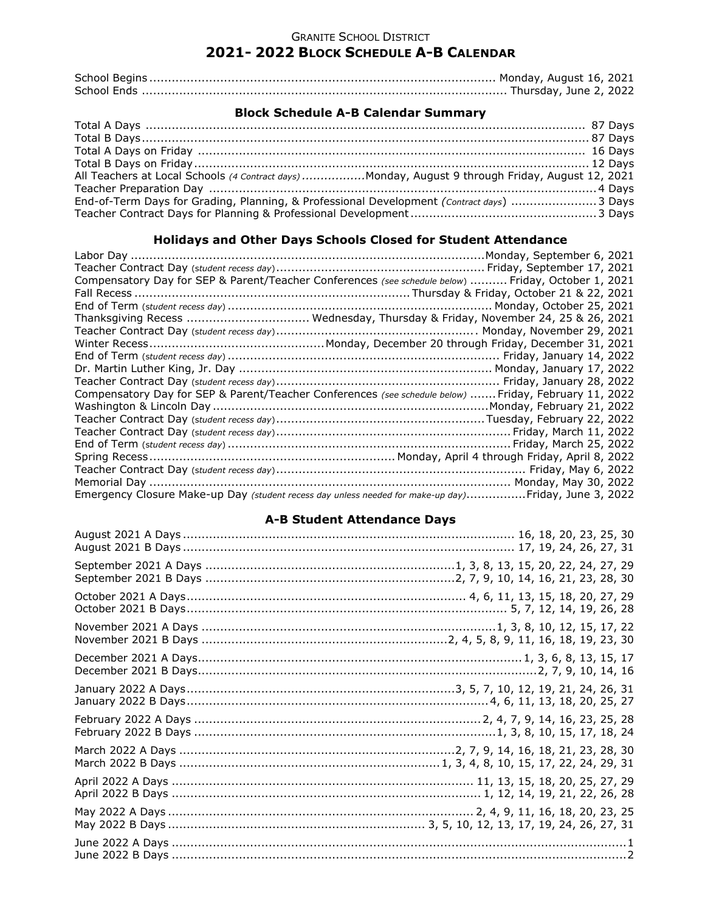GRANITE SCHOOL DISTRICT

# 2021- 2022 BLOCK SCHEDULE A-B CALENDAR

| | |
|---|---|
| School Begins | Monday, August 16, 2021 |
| School Ends | Thursday, June 2, 2022 |

## Block Schedule A-B Calendar Summary

| | |
|---|---|
| Total A Days | 87 Days |
| Total B Days | 87 Days |
| Total A Days on Friday | 16 Days |
| Total B Days on Friday | 12 Days |
| All Teachers at Local Schools *(4 Contract days)* | Monday, August 9 through Friday, August 12, 2021 |
| Teacher Preparation Day | 4 Days |
| End-of-Term Days for Grading, Planning, & Professional Development *(Contract days)* | 3 Days |
| Teacher Contract Days for Planning & Professional Development | 3 Days |

## Holidays and Other Days Schools Closed for Student Attendance

| | |
|---|---|
| Labor Day | Monday, September 6, 2021 |
| Teacher Contract Day *(student recess day)* | Friday, September 17, 2021 |
| Compensatory Day for SEP & Parent/Teacher Conferences *(see schedule below)* | Friday, October 1, 2021 |
| Fall Recess | Thursday & Friday, October 21 & 22, 2021 |
| End of Term *(student recess day)* | Monday, October 25, 2021 |
| Thanksgiving Recess | Wednesday, Thursday & Friday, November 24, 25 & 26, 2021 |
| Teacher Contract Day *(student recess day)* | Monday, November 29, 2021 |
| Winter Recess | Monday, December 20 through Friday, December 31, 2021 |
| End of Term *(student recess day)* | Friday, January 14, 2022 |
| Dr. Martin Luther King, Jr. Day | Monday, January 17, 2022 |
| Teacher Contract Day *(student recess day)* | Friday, January 28, 2022 |
| Compensatory Day for SEP & Parent/Teacher Conferences *(see schedule below)* | Friday, February 11, 2022 |
| Washington & Lincoln Day | Monday, February 21, 2022 |
| Teacher Contract Day *(student recess day)* | Tuesday, February 22, 2022 |
| Teacher Contract Day *(student recess day)* | Friday, March 11, 2022 |
| End of Term *(student recess day)* | Friday, March 25, 2022 |
| Spring Recess | Monday, April 4 through Friday, April 8, 2022 |
| Teacher Contract Day *(student recess day)* | Friday, May 6, 2022 |
| Memorial Day | Monday, May 30, 2022 |
| Emergency Closure Make-up Day *(student recess day unless needed for make-up day)* | Friday, June 3, 2022 |

## A-B Student Attendance Days

| | |
|---|---|
| August 2021 A Days | 16, 18, 20, 23, 25, 30 |
| August 2021 B Days | 17, 19, 24, 26, 27, 31 |
| September 2021 A Days | 1, 3, 8, 13, 15, 20, 22, 24, 27, 29 |
| September 2021 B Days | 2, 7, 9, 10, 14, 16, 21, 23, 28, 30 |
| October 2021 A Days | 4, 6, 11, 13, 15, 18, 20, 27, 29 |
| October 2021 B Days | 5, 7, 12, 14, 19, 26, 28 |
| November 2021 A Days | 1, 3, 8, 10, 12, 15, 17, 22 |
| November 2021 B Days | 2, 4, 5, 8, 9, 11, 16, 18, 19, 23, 30 |
| December 2021 A Days | 1, 3, 6, 8, 13, 15, 17 |
| December 2021 B Days | 2, 7, 9, 10, 14, 16 |
| January 2022 A Days | 3, 5, 7, 10, 12, 19, 21, 24, 26, 31 |
| January 2022 B Days | 4, 6, 11, 13, 18, 20, 25, 27 |
| February 2022 A Days | 2, 4, 7, 9, 14, 16, 23, 25, 28 |
| February 2022 B Days | 1, 3, 8, 10, 15, 17, 18, 24 |
| March 2022 A Days | 2, 7, 9, 14, 16, 18, 21, 23, 28, 30 |
| March 2022 B Days | 1, 3, 4, 8, 10, 15, 17, 22, 24, 29, 31 |
| April 2022 A Days | 11, 13, 15, 18, 20, 25, 27, 29 |
| April 2022 B Days | 1, 12, 14, 19, 21, 22, 26, 28 |
| May 2022 A Days | 2, 4, 9, 11, 16, 18, 20, 23, 25 |
| May 2022 B Days | 3, 5, 10, 12, 13, 17, 19, 24, 26, 27, 31 |
| June 2022 A Days | 1 |
| June 2022 B Days | 2 |